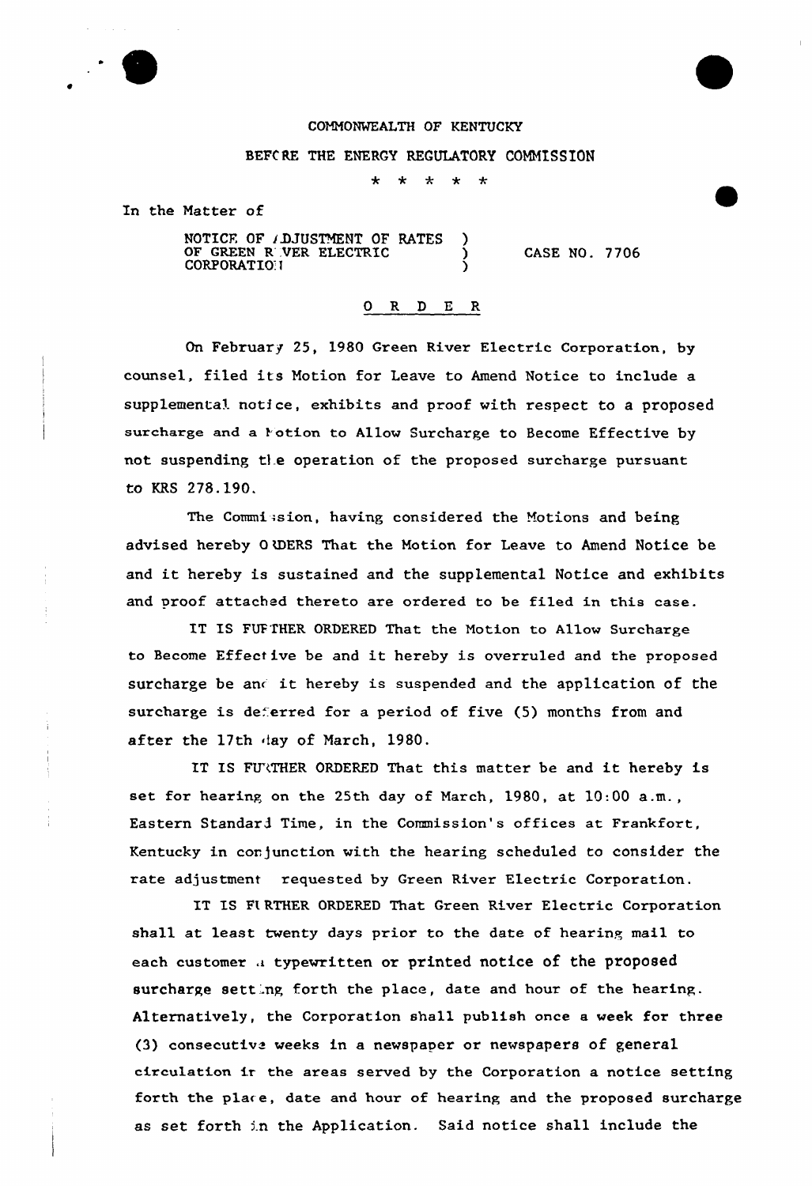COMMONWEALTH OF KENTUCKY

BEFORE THE ENERGY REGULATORY COMMISSION

\* \* \* \* \*

In the Matter of

| | | |
|---|---|---|
| NOTICE OF ADJUSTMENT OF RATES OF GREEN RIVER ELECTRIC CORPORATION | ) ) ) | CASE NO. 7706 |

O R D E R

On February 25, 1980 Green River Electric Corporation, by counsel, filed its Motion for Leave to Amend Notice to include a supplemental notice, exhibits and proof with respect to a proposed surcharge and a Motion to Allow Surcharge to Become Effective by not suspending the operation of the proposed surcharge pursuant to KRS 278.190.

The Commission, having considered the Motions and being advised hereby ORDERS That the Motion for Leave to Amend Notice be and it hereby is sustained and the supplemental Notice and exhibits and proof attached thereto are ordered to be filed in this case.

IT IS FURTHER ORDERED That the Motion to Allow Surcharge to Become Effective be and it hereby is overruled and the proposed surcharge be and it hereby is suspended and the application of the surcharge is deferred for a period of five (5) months from and after the 17th day of March, 1980.

IT IS FURTHER ORDERED That this matter be and it hereby is set for hearing on the 25th day of March, 1980, at 10:00 a.m., Eastern Standard Time, in the Commission's offices at Frankfort, Kentucky in conjunction with the hearing scheduled to consider the rate adjustment requested by Green River Electric Corporation.

IT IS FURTHER ORDERED That Green River Electric Corporation shall at least twenty days prior to the date of hearing mail to each customer a typewritten or printed notice of the proposed surcharge setting forth the place, date and hour of the hearing. Alternatively, the Corporation shall publish once a week for three (3) consecutive weeks in a newspaper or newspapers of general circulation in the areas served by the Corporation a notice setting forth the place, date and hour of hearing and the proposed surcharge as set forth in the Application. Said notice shall include the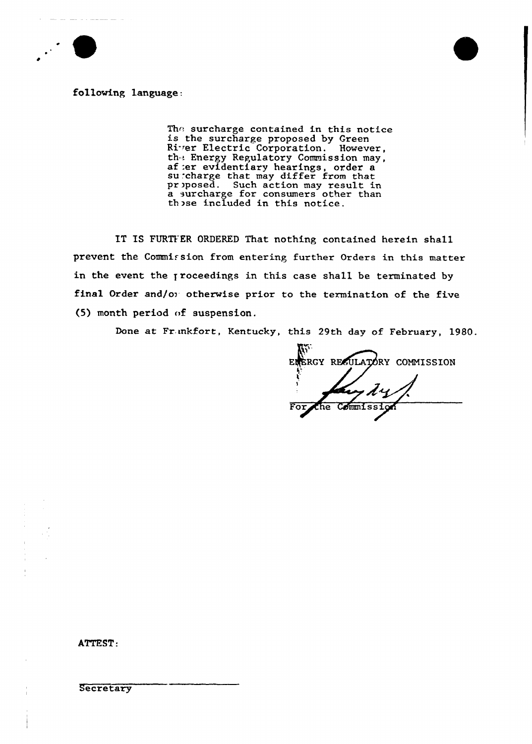following language:

> The surcharge contained in this notice is the surcharge proposed by Green River Electric Corporation. However, the Energy Regulatory Commission may, after evidentiary hearings, order a surcharge that may differ from that proposed. Such action may result in a surcharge for consumers other than those included in this notice.

IT IS FURTHER ORDERED That nothing contained herein shall prevent the Commission from entering further Orders in this matter in the event the proceedings in this case shall be terminated by final Order and/or otherwise prior to the termination of the five (5) month period of suspension.

Done at Frankfort, Kentucky, this 29th day of February, 1980.

ENERGY REGULATORY COMMISSION

For the Commission

ATTEST:

Secretary